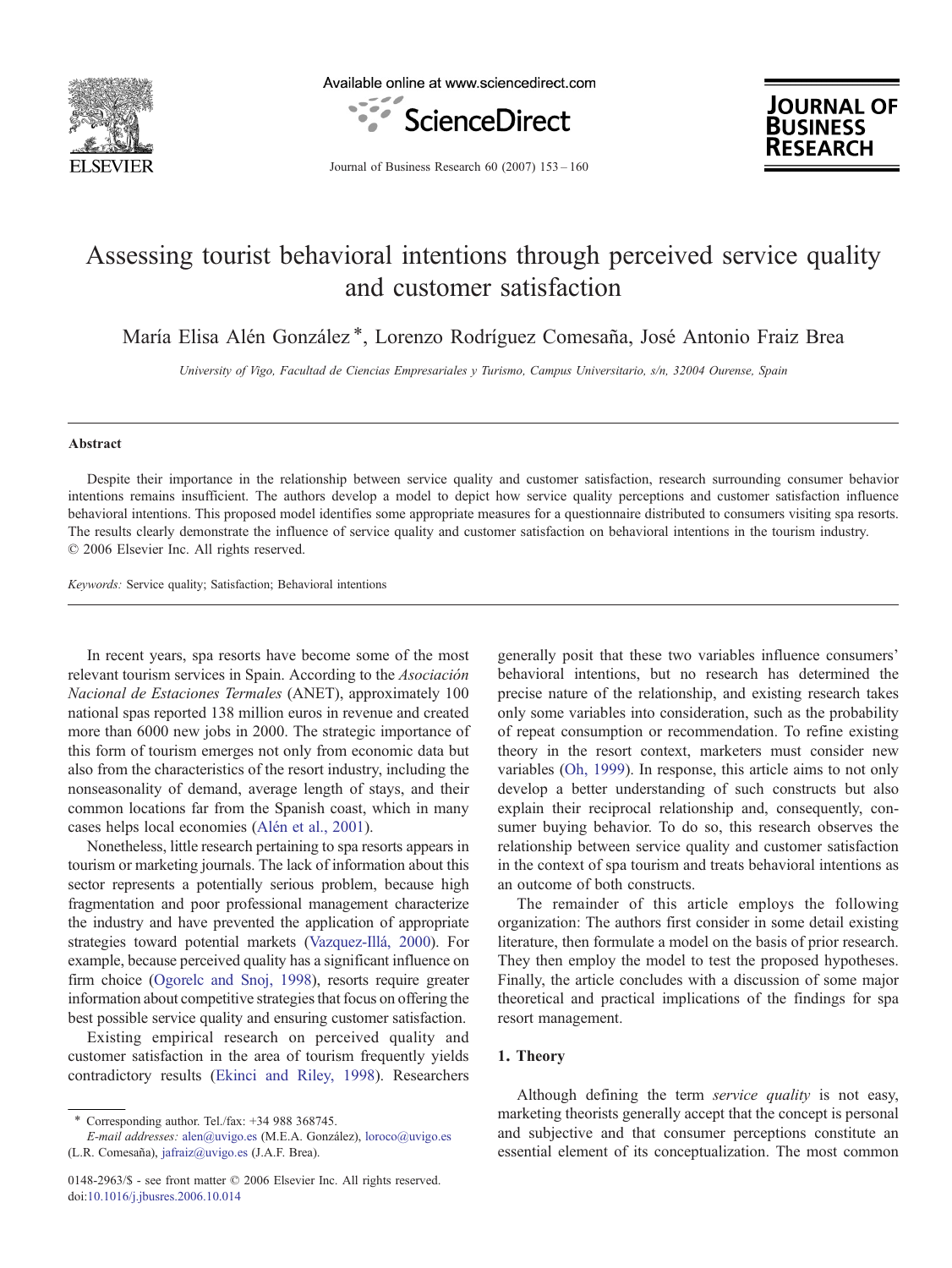# Assessing tourist behavioral intentions through perceived service quality and customer satisfaction

María Elisa Alén González *, Lorenzo Rodríguez Comesaña, José Antonio Fraiz Brea

*University of Vigo, Facultad de Ciencias Empresariales y Turismo, Campus Universitario, s/n, 32004 Ourense, Spain*

## Abstract

Despite their importance in the relationship between service quality and customer satisfaction, research surrounding consumer behavior intentions remains insufficient. The authors develop a model to depict how service quality perceptions and customer satisfaction influence behavioral intentions. This proposed model identifies some appropriate measures for a questionnaire distributed to consumers visiting spa resorts. The results clearly demonstrate the influence of service quality and customer satisfaction on behavioral intentions in the tourism industry.
© 2006 Elsevier Inc. All rights reserved.

*Keywords:* Service quality; Satisfaction; Behavioral intentions

In recent years, spa resorts have become some of the most relevant tourism services in Spain. According to the *Asociación Nacional de Estaciones Termales* (ANET), approximately 100 national spas reported 138 million euros in revenue and created more than 6000 new jobs in 2000. The strategic importance of this form of tourism emerges not only from economic data but also from the characteristics of the resort industry, including the nonseasonality of demand, average length of stays, and their common locations far from the Spanish coast, which in many cases helps local economies (Alén et al., 2001).

Nonetheless, little research pertaining to spa resorts appears in tourism or marketing journals. The lack of information about this sector represents a potentially serious problem, because high fragmentation and poor professional management characterize the industry and have prevented the application of appropriate strategies toward potential markets (Vazquez-Illá, 2000). For example, because perceived quality has a significant influence on firm choice (Ogorelc and Snoj, 1998), resorts require greater information about competitive strategies that focus on offering the best possible service quality and ensuring customer satisfaction.

Existing empirical research on perceived quality and customer satisfaction in the area of tourism frequently yields contradictory results (Ekinci and Riley, 1998). Researchers generally posit that these two variables influence consumers' behavioral intentions, but no research has determined the precise nature of the relationship, and existing research takes only some variables into consideration, such as the probability of repeat consumption or recommendation. To refine existing theory in the resort context, marketers must consider new variables (Oh, 1999). In response, this article aims to not only develop a better understanding of such constructs but also explain their reciprocal relationship and, consequently, consumer buying behavior. To do so, this research observes the relationship between service quality and customer satisfaction in the context of spa tourism and treats behavioral intentions as an outcome of both constructs.

The remainder of this article employs the following organization: The authors first consider in some detail existing literature, then formulate a model on the basis of prior research. They then employ the model to test the proposed hypotheses. Finally, the article concludes with a discussion of some major theoretical and practical implications of the findings for spa resort management.

## 1. Theory

Although defining the term *service quality* is not easy, marketing theorists generally accept that the concept is personal and subjective and that consumer perceptions constitute an essential element of its conceptualization. The most common

---

* Corresponding author. Tel./fax: +34 988 368745.
*E-mail addresses:* alen@uvigo.es (M.E.A. González), loroco@uvigo.es (L.R. Comesaña), jafraiz@uvigo.es (J.A.F. Brea).

0148-2963/$ - see front matter © 2006 Elsevier Inc. All rights reserved.
doi:10.1016/j.jbusres.2006.10.014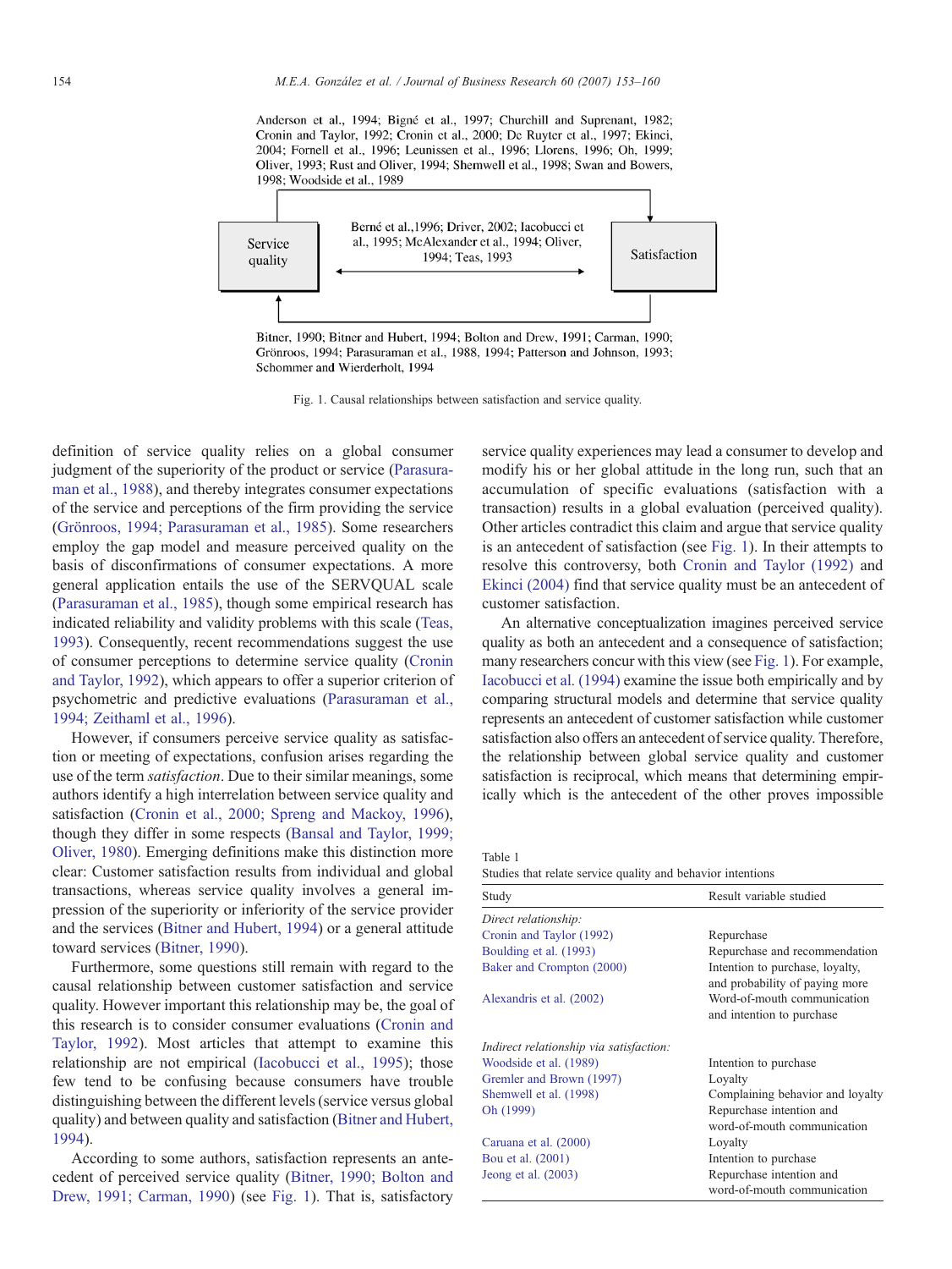Anderson et al., 1994; Bigné et al., 1997; Churchill and Suprenant, 1982; Cronin and Taylor, 1992; Cronin et al., 2000; De Ruyter et al., 1997; Ekinci, 2004; Fornell et al., 1996; Leunissen et al., 1996; Llorens, 1996; Oh, 1999; Oliver, 1993; Rust and Oliver, 1994; Shemwell et al., 1998; Swan and Bowers, 1998; Woodside et al., 1989

Service quality

Berné et al.,1996; Driver, 2002; Iacobucci et al., 1995; McAlexander et al., 1994; Oliver, 1994; Teas, 1993

Satisfaction

Bitner, 1990; Bitner and Hubert, 1994; Bolton and Drew, 1991; Carman, 1990; Grönroos, 1994; Parasuraman et al., 1988, 1994; Patterson and Johnson, 1993; Schommer and Wierderholt, 1994

Fig. 1. Causal relationships between satisfaction and service quality.

definition of service quality relies on a global consumer judgment of the superiority of the product or service (Parasuraman et al., 1988), and thereby integrates consumer expectations of the service and perceptions of the firm providing the service (Grönroos, 1994; Parasuraman et al., 1985). Some researchers employ the gap model and measure perceived quality on the basis of disconfirmations of consumer expectations. A more general application entails the use of the SERVQUAL scale (Parasuraman et al., 1985), though some empirical research has indicated reliability and validity problems with this scale (Teas, 1993). Consequently, recent recommendations suggest the use of consumer perceptions to determine service quality (Cronin and Taylor, 1992), which appears to offer a superior criterion of psychometric and predictive evaluations (Parasuraman et al., 1994; Zeithaml et al., 1996).

However, if consumers perceive service quality as satisfaction or meeting of expectations, confusion arises regarding the use of the term *satisfaction*. Due to their similar meanings, some authors identify a high interrelation between service quality and satisfaction (Cronin et al., 2000; Spreng and Mackoy, 1996), though they differ in some respects (Bansal and Taylor, 1999; Oliver, 1980). Emerging definitions make this distinction more clear: Customer satisfaction results from individual and global transactions, whereas service quality involves a general impression of the superiority or inferiority of the service provider and the services (Bitner and Hubert, 1994) or a general attitude toward services (Bitner, 1990).

Furthermore, some questions still remain with regard to the causal relationship between customer satisfaction and service quality. However important this relationship may be, the goal of this research is to consider consumer evaluations (Cronin and Taylor, 1992). Most articles that attempt to examine this relationship are not empirical (Iacobucci et al., 1995); those few tend to be confusing because consumers have trouble distinguishing between the different levels (service versus global quality) and between quality and satisfaction (Bitner and Hubert, 1994).

According to some authors, satisfaction represents an antecedent of perceived service quality (Bitner, 1990; Bolton and Drew, 1991; Carman, 1990) (see Fig. 1). That is, satisfactory service quality experiences may lead a consumer to develop and modify his or her global attitude in the long run, such that an accumulation of specific evaluations (satisfaction with a transaction) results in a global evaluation (perceived quality). Other articles contradict this claim and argue that service quality is an antecedent of satisfaction (see Fig. 1). In their attempts to resolve this controversy, both Cronin and Taylor (1992) and Ekinci (2004) find that service quality must be an antecedent of customer satisfaction.

An alternative conceptualization imagines perceived service quality as both an antecedent and a consequence of satisfaction; many researchers concur with this view (see Fig. 1). For example, Iacobucci et al. (1994) examine the issue both empirically and by comparing structural models and determine that service quality represents an antecedent of customer satisfaction while customer satisfaction also offers an antecedent of service quality. Therefore, the relationship between global service quality and customer satisfaction is reciprocal, which means that determining empirically which is the antecedent of the other proves impossible

Table 1
Studies that relate service quality and behavior intentions

| Study | Result variable studied |
|---|---|
| *Direct relationship:* | |
| Cronin and Taylor (1992) | Repurchase |
| Boulding et al. (1993) | Repurchase and recommendation |
| Baker and Crompton (2000) | Intention to purchase, loyalty, and probability of paying more |
| Alexandris et al. (2002) | Word-of-mouth communication and intention to purchase |
| *Indirect relationship via satisfaction:* | |
| Woodside et al. (1989) | Intention to purchase |
| Gremler and Brown (1997) | Loyalty |
| Shemwell et al. (1998) | Complaining behavior and loyalty |
| Oh (1999) | Repurchase intention and word-of-mouth communication |
| Caruana et al. (2000) | Loyalty |
| Bou et al. (2001) | Intention to purchase |
| Jeong et al. (2003) | Repurchase intention and word-of-mouth communication |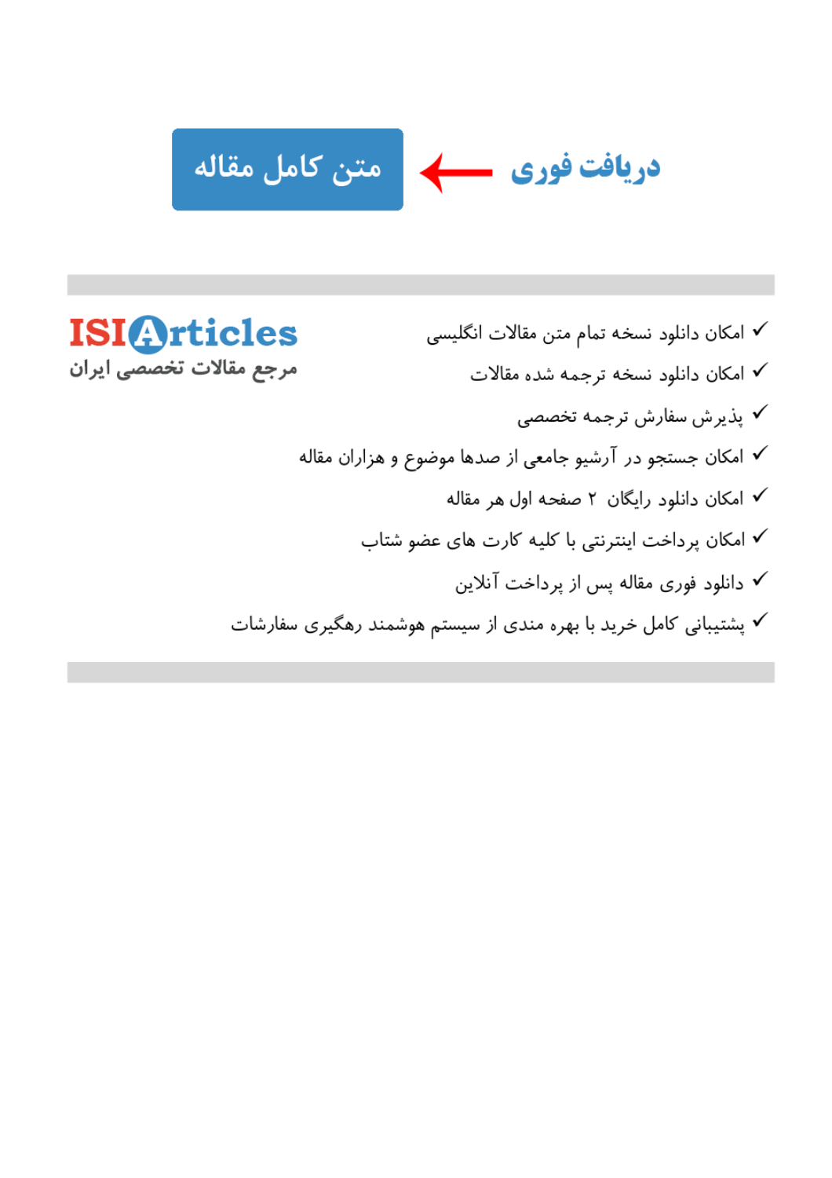دریافت فوری ← متن کامل مقاله

ISIArticles
مرجع مقالات تخصصی ایران

- ✓ امکان دانلود نسخه تمام متن مقالات انگلیسی
- ✓ امکان دانلود نسخه ترجمه شده مقالات
- ✓ پذیرش سفارش ترجمه تخصصی
- ✓ امکان جستجو در آرشیو جامعی از صدها موضوع و هزاران مقاله
- ✓ امکان دانلود رایگان ۲ صفحه اول هر مقاله
- ✓ امکان پرداخت اینترنتی با کلیه کارت های عضو شتاب
- ✓ دانلود فوری مقاله پس از پرداخت آنلاین
- ✓ پشتیبانی کامل خرید با بهره مندی از سیستم هوشمند رهگیری سفارشات